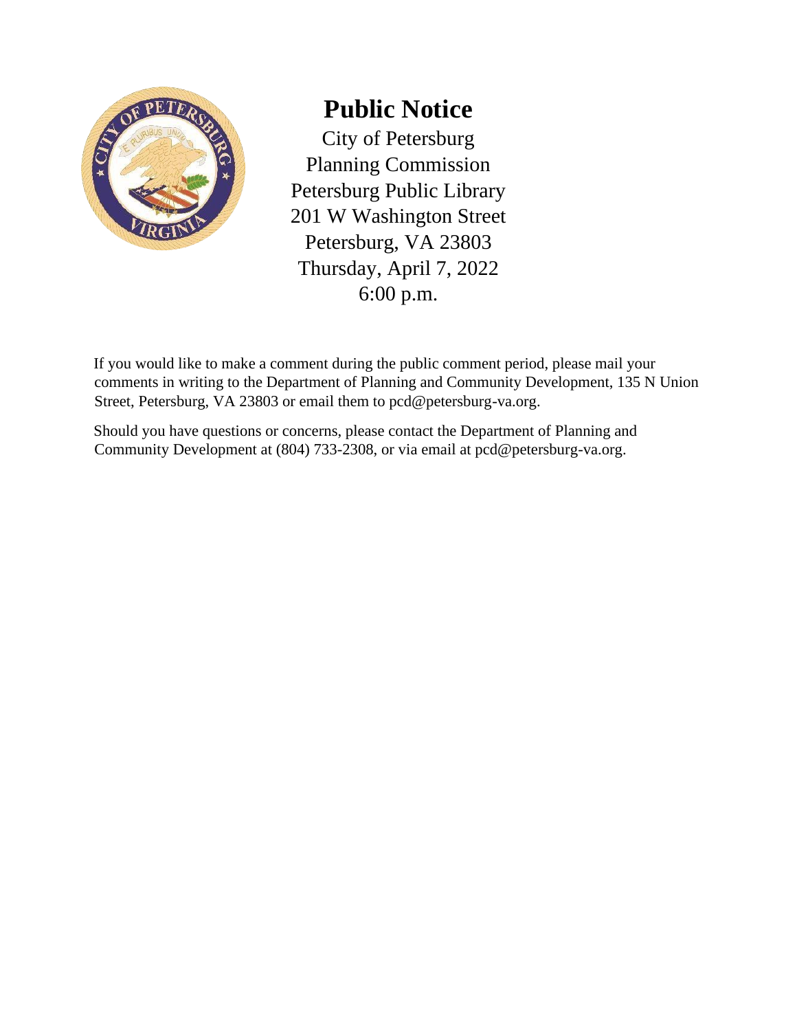# Public Notice

City of Petersburg
Planning Commission
Petersburg Public Library
201 W Washington Street
Petersburg, VA 23803
Thursday, April 7, 2022
6:00 p.m.

If you would like to make a comment during the public comment period, please mail your comments in writing to the Department of Planning and Community Development, 135 N Union Street, Petersburg, VA 23803 or email them to pcd@petersburg-va.org.

Should you have questions or concerns, please contact the Department of Planning and Community Development at (804) 733-2308, or via email at pcd@petersburg-va.org.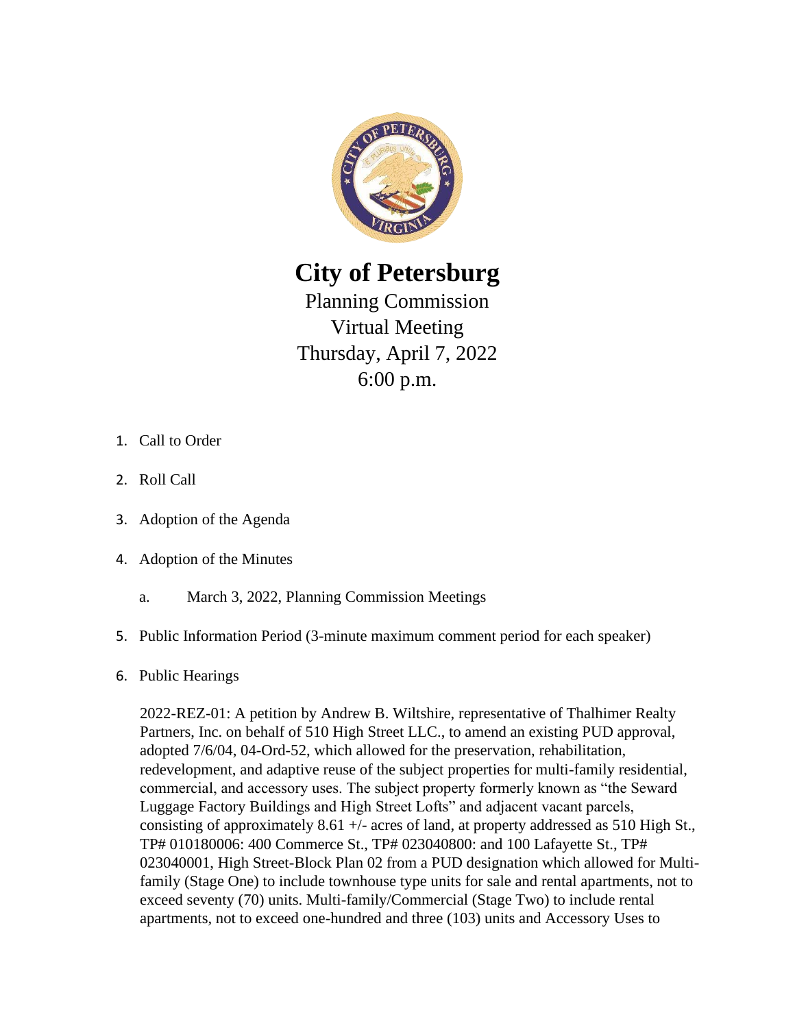# City of Petersburg

Planning Commission
Virtual Meeting
Thursday, April 7, 2022
6:00 p.m.

1. Call to Order

2. Roll Call

3. Adoption of the Agenda

4. Adoption of the Minutes

    a. March 3, 2022, Planning Commission Meetings

5. Public Information Period (3-minute maximum comment period for each speaker)

6. Public Hearings

    2022-REZ-01: A petition by Andrew B. Wiltshire, representative of Thalhimer Realty Partners, Inc. on behalf of 510 High Street LLC., to amend an existing PUD approval, adopted 7/6/04, 04-Ord-52, which allowed for the preservation, rehabilitation, redevelopment, and adaptive reuse of the subject properties for multi-family residential, commercial, and accessory uses. The subject property formerly known as "the Seward Luggage Factory Buildings and High Street Lofts" and adjacent vacant parcels, consisting of approximately 8.61 +/- acres of land, at property addressed as 510 High St., TP# 010180006: 400 Commerce St., TP# 023040800: and 100 Lafayette St., TP# 023040001, High Street-Block Plan 02 from a PUD designation which allowed for Multi-family (Stage One) to include townhouse type units for sale and rental apartments, not to exceed seventy (70) units. Multi-family/Commercial (Stage Two) to include rental apartments, not to exceed one-hundred and three (103) units and Accessory Uses to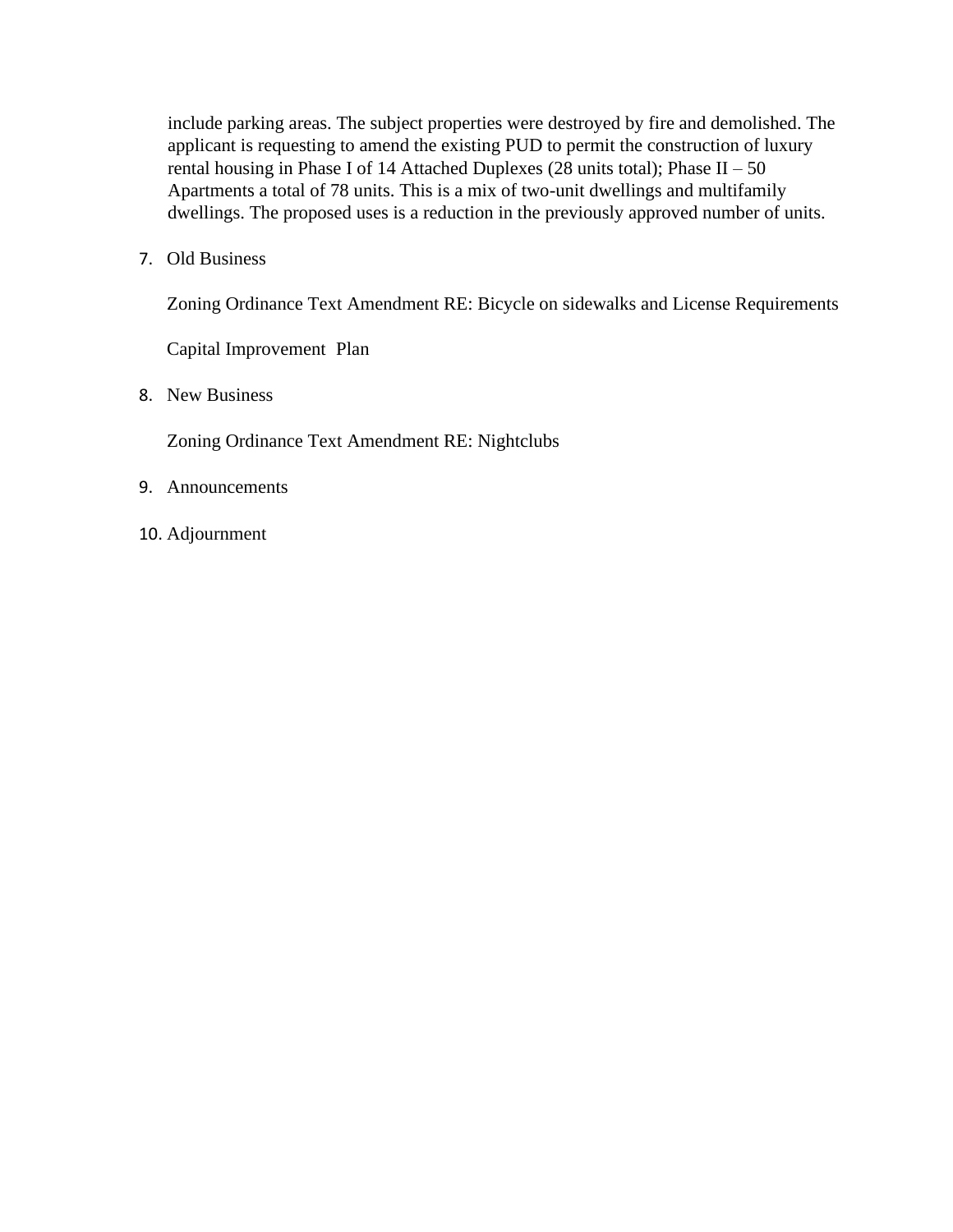include parking areas. The subject properties were destroyed by fire and demolished. The applicant is requesting to amend the existing PUD to permit the construction of luxury rental housing in Phase I of 14 Attached Duplexes (28 units total); Phase II – 50 Apartments a total of 78 units. This is a mix of two-unit dwellings and multifamily dwellings. The proposed uses is a reduction in the previously approved number of units.

7. Old Business

   Zoning Ordinance Text Amendment RE: Bicycle on sidewalks and License Requirements

   Capital Improvement Plan

8. New Business

   Zoning Ordinance Text Amendment RE: Nightclubs

9. Announcements

10. Adjournment